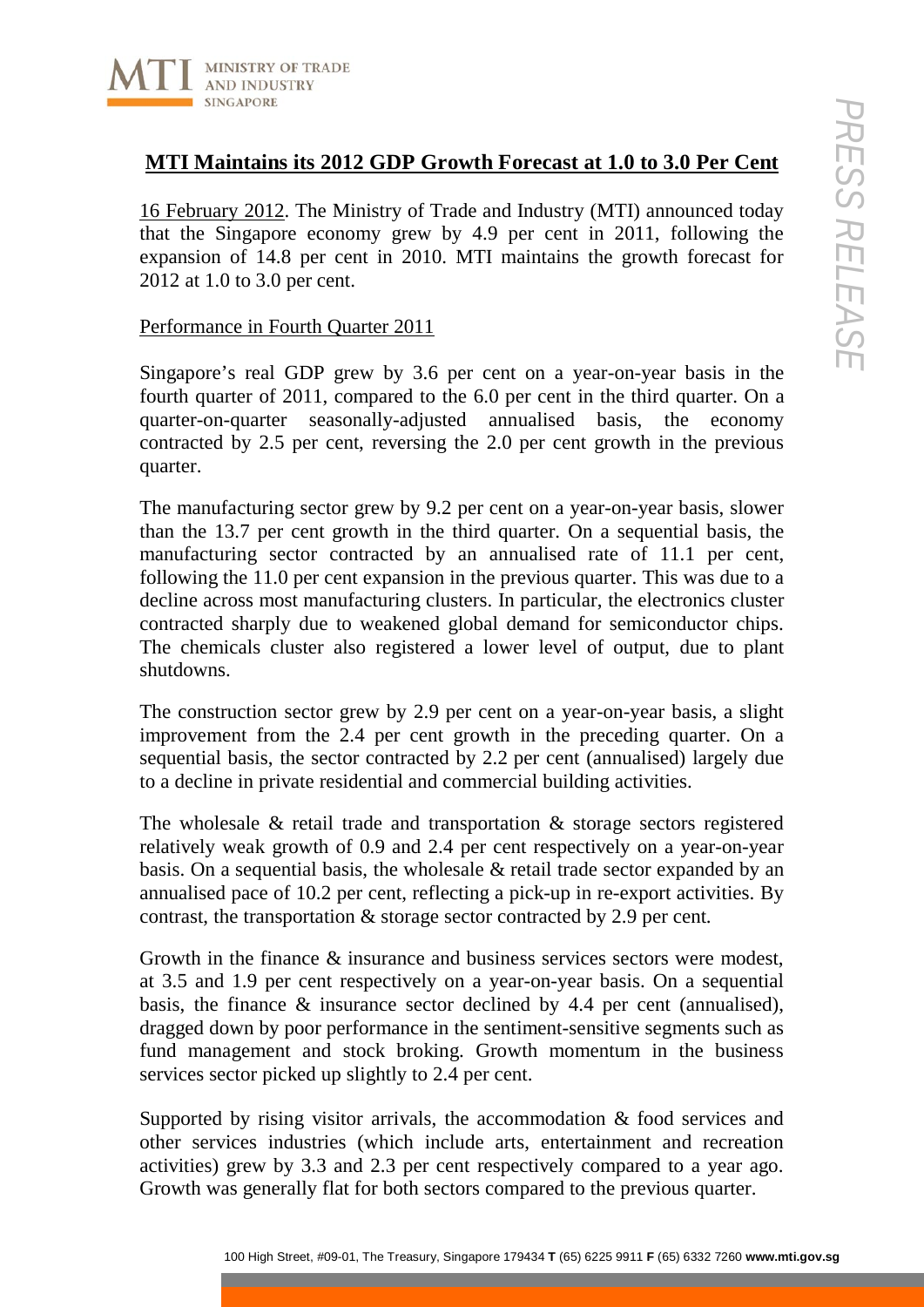# MTI Maintains its 2012 GDP Growth Forecast at 1.0 to 3.0 Per Cent

16 February 2012. The Ministry of Trade and Industry (MTI) announced today that the Singapore economy grew by 4.9 per cent in 2011, following the expansion of 14.8 per cent in 2010. MTI maintains the growth forecast for 2012 at 1.0 to 3.0 per cent.

## Performance in Fourth Quarter 2011

Singapore's real GDP grew by 3.6 per cent on a year-on-year basis in the fourth quarter of 2011, compared to the 6.0 per cent in the third quarter. On a quarter-on-quarter seasonally-adjusted annualised basis, the economy contracted by 2.5 per cent, reversing the 2.0 per cent growth in the previous quarter.

The manufacturing sector grew by 9.2 per cent on a year-on-year basis, slower than the 13.7 per cent growth in the third quarter. On a sequential basis, the manufacturing sector contracted by an annualised rate of 11.1 per cent, following the 11.0 per cent expansion in the previous quarter. This was due to a decline across most manufacturing clusters. In particular, the electronics cluster contracted sharply due to weakened global demand for semiconductor chips. The chemicals cluster also registered a lower level of output, due to plant shutdowns.

The construction sector grew by 2.9 per cent on a year-on-year basis, a slight improvement from the 2.4 per cent growth in the preceding quarter. On a sequential basis, the sector contracted by 2.2 per cent (annualised) largely due to a decline in private residential and commercial building activities.

The wholesale & retail trade and transportation & storage sectors registered relatively weak growth of 0.9 and 2.4 per cent respectively on a year-on-year basis. On a sequential basis, the wholesale & retail trade sector expanded by an annualised pace of 10.2 per cent, reflecting a pick-up in re-export activities. By contrast, the transportation & storage sector contracted by 2.9 per cent.

Growth in the finance & insurance and business services sectors were modest, at 3.5 and 1.9 per cent respectively on a year-on-year basis. On a sequential basis, the finance & insurance sector declined by 4.4 per cent (annualised), dragged down by poor performance in the sentiment-sensitive segments such as fund management and stock broking. Growth momentum in the business services sector picked up slightly to 2.4 per cent.

Supported by rising visitor arrivals, the accommodation & food services and other services industries (which include arts, entertainment and recreation activities) grew by 3.3 and 2.3 per cent respectively compared to a year ago. Growth was generally flat for both sectors compared to the previous quarter.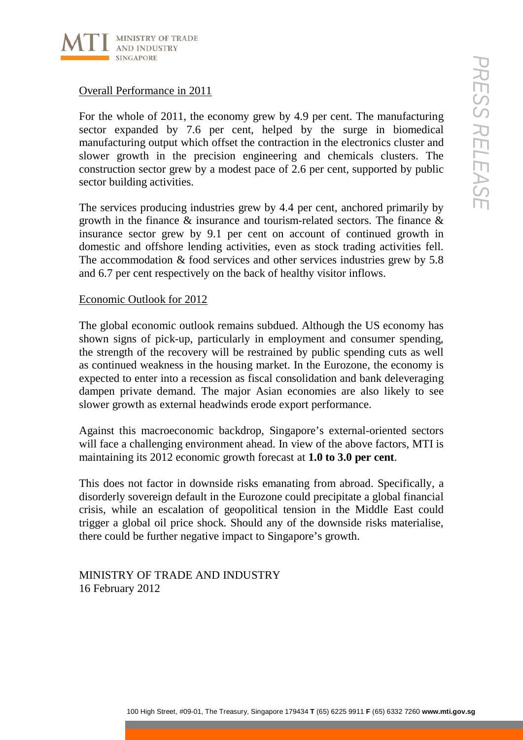Overall Performance in 2011

For the whole of 2011, the economy grew by 4.9 per cent. The manufacturing sector expanded by 7.6 per cent, helped by the surge in biomedical manufacturing output which offset the contraction in the electronics cluster and slower growth in the precision engineering and chemicals clusters. The construction sector grew by a modest pace of 2.6 per cent, supported by public sector building activities.

The services producing industries grew by 4.4 per cent, anchored primarily by growth in the finance & insurance and tourism-related sectors. The finance & insurance sector grew by 9.1 per cent on account of continued growth in domestic and offshore lending activities, even as stock trading activities fell. The accommodation & food services and other services industries grew by 5.8 and 6.7 per cent respectively on the back of healthy visitor inflows.

Economic Outlook for 2012

The global economic outlook remains subdued. Although the US economy has shown signs of pick-up, particularly in employment and consumer spending, the strength of the recovery will be restrained by public spending cuts as well as continued weakness in the housing market. In the Eurozone, the economy is expected to enter into a recession as fiscal consolidation and bank deleveraging dampen private demand. The major Asian economies are also likely to see slower growth as external headwinds erode export performance.

Against this macroeconomic backdrop, Singapore's external-oriented sectors will face a challenging environment ahead. In view of the above factors, MTI is maintaining its 2012 economic growth forecast at **1.0 to 3.0 per cent**.

This does not factor in downside risks emanating from abroad. Specifically, a disorderly sovereign default in the Eurozone could precipitate a global financial crisis, while an escalation of geopolitical tension in the Middle East could trigger a global oil price shock. Should any of the downside risks materialise, there could be further negative impact to Singapore's growth.

MINISTRY OF TRADE AND INDUSTRY
16 February 2012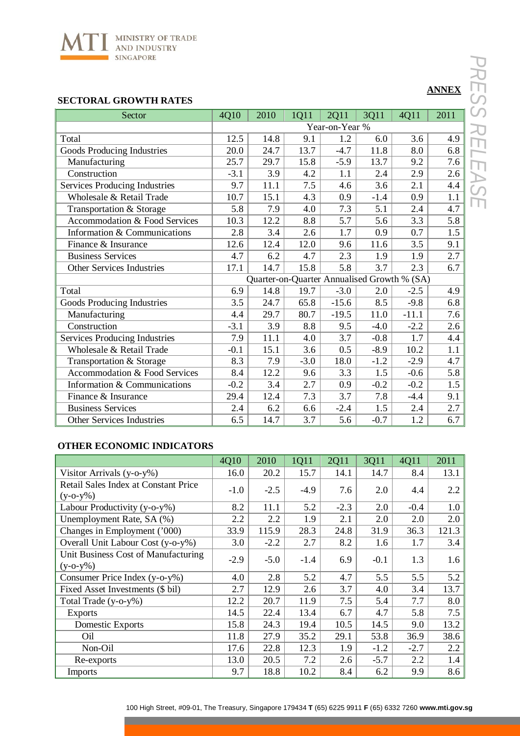**ANNEX**

## SECTORAL GROWTH RATES

| Sector | 4Q10 | 2010 | 1Q11 | 2Q11 | 3Q11 | 4Q11 | 2011 |
|---|---|---|---|---|---|---|---|
| | Year-on-Year % | | | | | | |
| Total | 12.5 | 14.8 | 9.1 | 1.2 | 6.0 | 3.6 | 4.9 |
| Goods Producing Industries | 20.0 | 24.7 | 13.7 | -4.7 | 11.8 | 8.0 | 6.8 |
| Manufacturing | 25.7 | 29.7 | 15.8 | -5.9 | 13.7 | 9.2 | 7.6 |
| Construction | -3.1 | 3.9 | 4.2 | 1.1 | 2.4 | 2.9 | 2.6 |
| Services Producing Industries | 9.7 | 11.1 | 7.5 | 4.6 | 3.6 | 2.1 | 4.4 |
| Wholesale & Retail Trade | 10.7 | 15.1 | 4.3 | 0.9 | -1.4 | 0.9 | 1.1 |
| Transportation & Storage | 5.8 | 7.9 | 4.0 | 7.3 | 5.1 | 2.4 | 4.7 |
| Accommodation & Food Services | 10.3 | 12.2 | 8.8 | 5.7 | 5.6 | 3.3 | 5.8 |
| Information & Communications | 2.8 | 3.4 | 2.6 | 1.7 | 0.9 | 0.7 | 1.5 |
| Finance & Insurance | 12.6 | 12.4 | 12.0 | 9.6 | 11.6 | 3.5 | 9.1 |
| Business Services | 4.7 | 6.2 | 4.7 | 2.3 | 1.9 | 1.9 | 2.7 |
| Other Services Industries | 17.1 | 14.7 | 15.8 | 5.8 | 3.7 | 2.3 | 6.7 |
| | Quarter-on-Quarter Annualised Growth % (SA) | | | | | | |
| Total | 6.9 | 14.8 | 19.7 | -3.0 | 2.0 | -2.5 | 4.9 |
| Goods Producing Industries | 3.5 | 24.7 | 65.8 | -15.6 | 8.5 | -9.8 | 6.8 |
| Manufacturing | 4.4 | 29.7 | 80.7 | -19.5 | 11.0 | -11.1 | 7.6 |
| Construction | -3.1 | 3.9 | 8.8 | 9.5 | -4.0 | -2.2 | 2.6 |
| Services Producing Industries | 7.9 | 11.1 | 4.0 | 3.7 | -0.8 | 1.7 | 4.4 |
| Wholesale & Retail Trade | -0.1 | 15.1 | 3.6 | 0.5 | -8.9 | 10.2 | 1.1 |
| Transportation & Storage | 8.3 | 7.9 | -3.0 | 18.0 | -1.2 | -2.9 | 4.7 |
| Accommodation & Food Services | 8.4 | 12.2 | 9.6 | 3.3 | 1.5 | -0.6 | 5.8 |
| Information & Communications | -0.2 | 3.4 | 2.7 | 0.9 | -0.2 | -0.2 | 1.5 |
| Finance & Insurance | 29.4 | 12.4 | 7.3 | 3.7 | 7.8 | -4.4 | 9.1 |
| Business Services | 2.4 | 6.2 | 6.6 | -2.4 | 1.5 | 2.4 | 2.7 |
| Other Services Industries | 6.5 | 14.7 | 3.7 | 5.6 | -0.7 | 1.2 | 6.7 |

## OTHER ECONOMIC INDICATORS

| | 4Q10 | 2010 | 1Q11 | 2Q11 | 3Q11 | 4Q11 | 2011 |
|---|---|---|---|---|---|---|---|
| Visitor Arrivals (y-o-y%) | 16.0 | 20.2 | 15.7 | 14.1 | 14.7 | 8.4 | 13.1 |
| Retail Sales Index at Constant Price (y-o-y%) | -1.0 | -2.5 | -4.9 | 7.6 | 2.0 | 4.4 | 2.2 |
| Labour Productivity (y-o-y%) | 8.2 | 11.1 | 5.2 | -2.3 | 2.0 | -0.4 | 1.0 |
| Unemployment Rate, SA (%) | 2.2 | 2.2 | 1.9 | 2.1 | 2.0 | 2.0 | 2.0 |
| Changes in Employment ('000) | 33.9 | 115.9 | 28.3 | 24.8 | 31.9 | 36.3 | 121.3 |
| Overall Unit Labour Cost (y-o-y%) | 3.0 | -2.2 | 2.7 | 8.2 | 1.6 | 1.7 | 3.4 |
| Unit Business Cost of Manufacturing (y-o-y%) | -2.9 | -5.0 | -1.4 | 6.9 | -0.1 | 1.3 | 1.6 |
| Consumer Price Index (y-o-y%) | 4.0 | 2.8 | 5.2 | 4.7 | 5.5 | 5.5 | 5.2 |
| Fixed Asset Investments ($ bil) | 2.7 | 12.9 | 2.6 | 3.7 | 4.0 | 3.4 | 13.7 |
| Total Trade (y-o-y%) | 12.2 | 20.7 | 11.9 | 7.5 | 5.4 | 7.7 | 8.0 |
| Exports | 14.5 | 22.4 | 13.4 | 6.7 | 4.7 | 5.8 | 7.5 |
| Domestic Exports | 15.8 | 24.3 | 19.4 | 10.5 | 14.5 | 9.0 | 13.2 |
| Oil | 11.8 | 27.9 | 35.2 | 29.1 | 53.8 | 36.9 | 38.6 |
| Non-Oil | 17.6 | 22.8 | 12.3 | 1.9 | -1.2 | -2.7 | 2.2 |
| Re-exports | 13.0 | 20.5 | 7.2 | 2.6 | -5.7 | 2.2 | 1.4 |
| Imports | 9.7 | 18.8 | 10.2 | 8.4 | 6.2 | 9.9 | 8.6 |